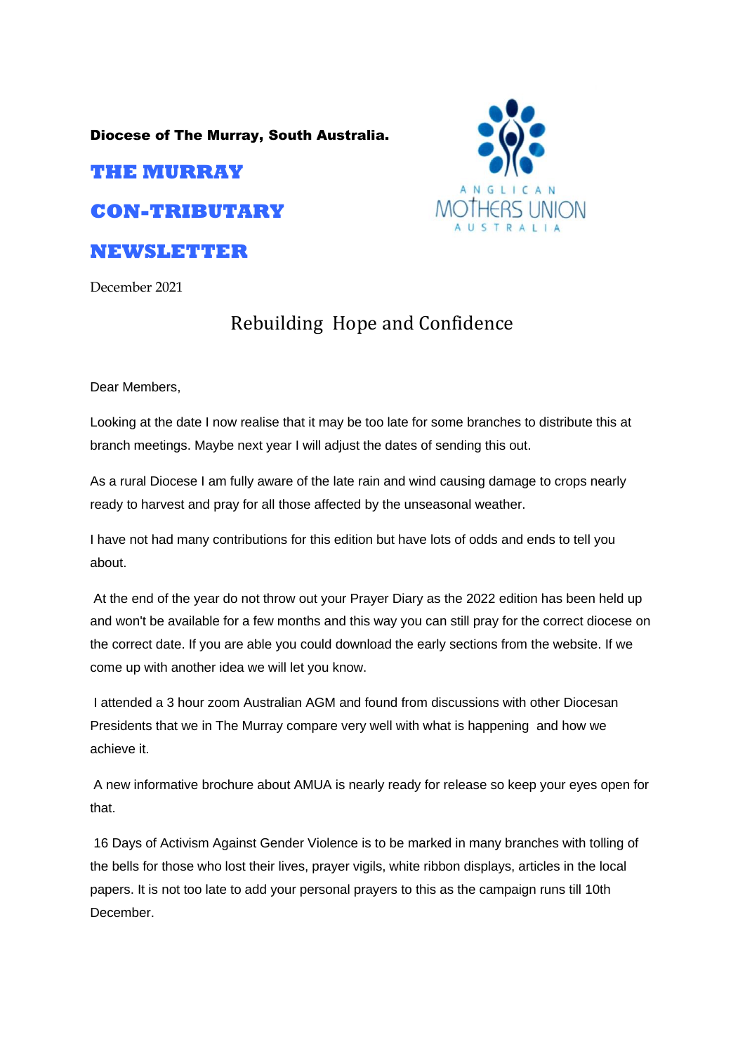**Diocese of The Murray, South Australia.**

# THE MURRAY

# CON-TRIBUTARY

# NEWSLETTER

December 2021

## Rebuilding Hope and Confidence

Dear Members,

Looking at the date I now realise that it may be too late for some branches to distribute this at branch meetings. Maybe next year I will adjust the dates of sending this out.

As a rural Diocese I am fully aware of the late rain and wind causing damage to crops nearly ready to harvest and pray for all those affected by the unseasonal weather.

I have not had many contributions for this edition but have lots of odds and ends to tell you about.

At the end of the year do not throw out your Prayer Diary as the 2022 edition has been held up and won't be available for a few months and this way you can still pray for the correct diocese on the correct date. If you are able you could download the early sections from the website. If we come up with another idea we will let you know.

I attended a 3 hour zoom Australian AGM and found from discussions with other Diocesan Presidents that we in The Murray compare very well with what is happening and how we achieve it.

A new informative brochure about AMUA is nearly ready for release so keep your eyes open for that.

16 Days of Activism Against Gender Violence is to be marked in many branches with tolling of the bells for those who lost their lives, prayer vigils, white ribbon displays, articles in the local papers. It is not too late to add your personal prayers to this as the campaign runs till 10th December.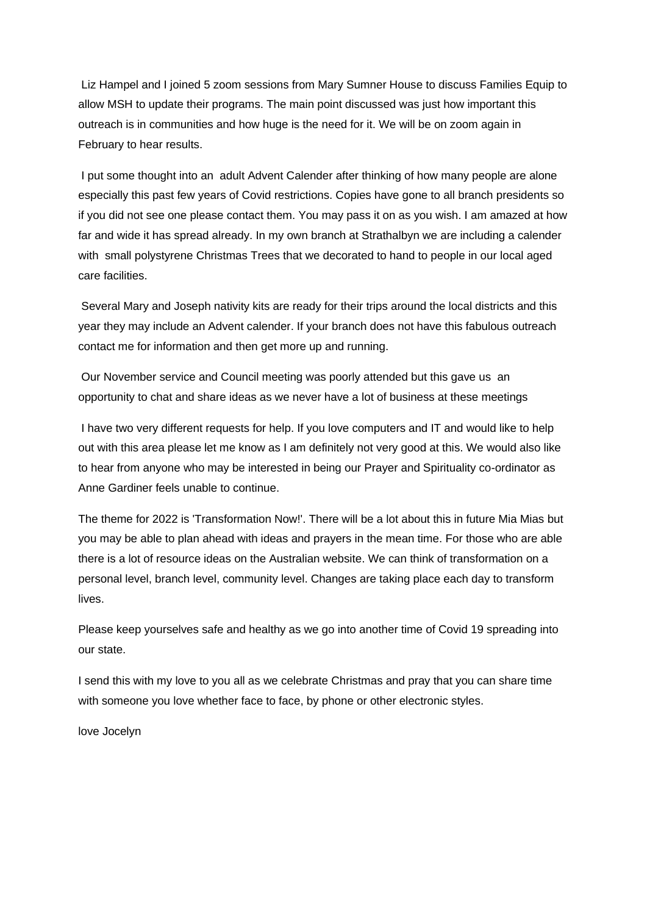Liz Hampel and I joined 5 zoom sessions from Mary Sumner House to discuss Families Equip to allow MSH to update their programs. The main point discussed was just how important this outreach is in communities and how huge is the need for it. We will be on zoom again in February to hear results.

I put some thought into an adult Advent Calender after thinking of how many people are alone especially this past few years of Covid restrictions. Copies have gone to all branch presidents so if you did not see one please contact them. You may pass it on as you wish. I am amazed at how far and wide it has spread already. In my own branch at Strathalbyn we are including a calender with small polystyrene Christmas Trees that we decorated to hand to people in our local aged care facilities.

Several Mary and Joseph nativity kits are ready for their trips around the local districts and this year they may include an Advent calender. If your branch does not have this fabulous outreach contact me for information and then get more up and running.

Our November service and Council meeting was poorly attended but this gave us an opportunity to chat and share ideas as we never have a lot of business at these meetings

I have two very different requests for help. If you love computers and IT and would like to help out with this area please let me know as I am definitely not very good at this. We would also like to hear from anyone who may be interested in being our Prayer and Spirituality co-ordinator as Anne Gardiner feels unable to continue.

The theme for 2022 is 'Transformation Now!'. There will be a lot about this in future Mia Mias but you may be able to plan ahead with ideas and prayers in the mean time. For those who are able there is a lot of resource ideas on the Australian website. We can think of transformation on a personal level, branch level, community level. Changes are taking place each day to transform lives.

Please keep yourselves safe and healthy as we go into another time of Covid 19 spreading into our state.

I send this with my love to you all as we celebrate Christmas and pray that you can share time with someone you love whether face to face, by phone or other electronic styles.

love Jocelyn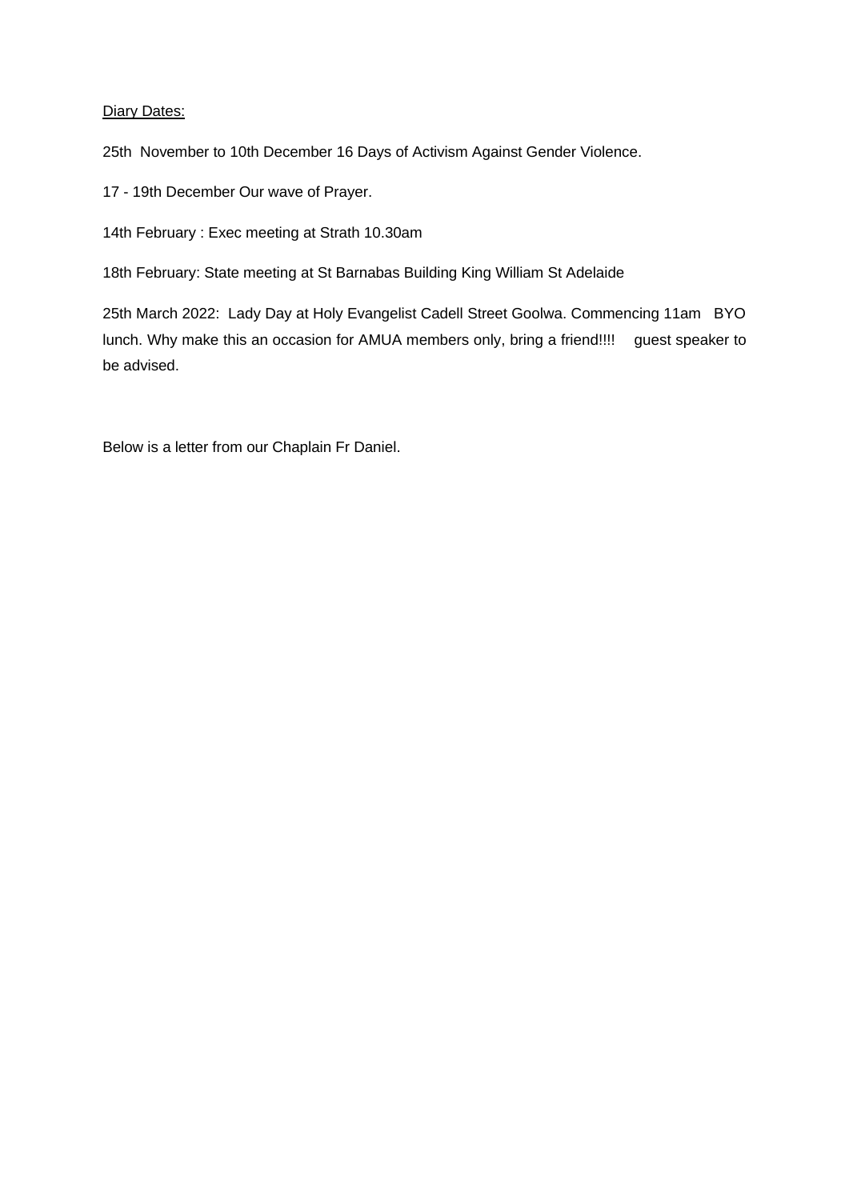Diary Dates:

25th November to 10th December 16 Days of Activism Against Gender Violence.

17 - 19th December Our wave of Prayer.

14th February : Exec meeting at Strath 10.30am

18th February: State meeting at St Barnabas Building King William St Adelaide

25th March 2022: Lady Day at Holy Evangelist Cadell Street Goolwa. Commencing 11am BYO lunch. Why make this an occasion for AMUA members only, bring a friend!!!! guest speaker to be advised.

Below is a letter from our Chaplain Fr Daniel.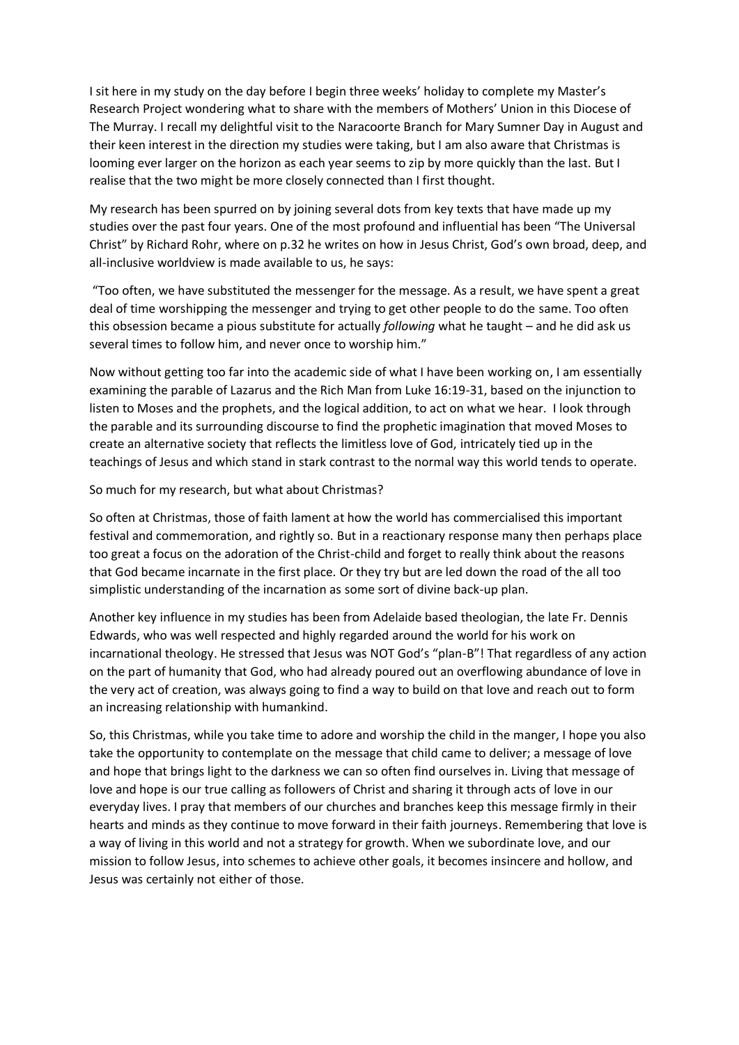I sit here in my study on the day before I begin three weeks' holiday to complete my Master's Research Project wondering what to share with the members of Mothers' Union in this Diocese of The Murray. I recall my delightful visit to the Naracoorte Branch for Mary Sumner Day in August and their keen interest in the direction my studies were taking, but I am also aware that Christmas is looming ever larger on the horizon as each year seems to zip by more quickly than the last. But I realise that the two might be more closely connected than I first thought.

My research has been spurred on by joining several dots from key texts that have made up my studies over the past four years. One of the most profound and influential has been "The Universal Christ" by Richard Rohr, where on p.32 he writes on how in Jesus Christ, God's own broad, deep, and all-inclusive worldview is made available to us, he says:

"Too often, we have substituted the messenger for the message. As a result, we have spent a great deal of time worshipping the messenger and trying to get other people to do the same. Too often this obsession became a pious substitute for actually *following* what he taught – and he did ask us several times to follow him, and never once to worship him."

Now without getting too far into the academic side of what I have been working on, I am essentially examining the parable of Lazarus and the Rich Man from Luke 16:19-31, based on the injunction to listen to Moses and the prophets, and the logical addition, to act on what we hear. I look through the parable and its surrounding discourse to find the prophetic imagination that moved Moses to create an alternative society that reflects the limitless love of God, intricately tied up in the teachings of Jesus and which stand in stark contrast to the normal way this world tends to operate.

So much for my research, but what about Christmas?

So often at Christmas, those of faith lament at how the world has commercialised this important festival and commemoration, and rightly so. But in a reactionary response many then perhaps place too great a focus on the adoration of the Christ-child and forget to really think about the reasons that God became incarnate in the first place. Or they try but are led down the road of the all too simplistic understanding of the incarnation as some sort of divine back-up plan.

Another key influence in my studies has been from Adelaide based theologian, the late Fr. Dennis Edwards, who was well respected and highly regarded around the world for his work on incarnational theology. He stressed that Jesus was NOT God's "plan-B"! That regardless of any action on the part of humanity that God, who had already poured out an overflowing abundance of love in the very act of creation, was always going to find a way to build on that love and reach out to form an increasing relationship with humankind.

So, this Christmas, while you take time to adore and worship the child in the manger, I hope you also take the opportunity to contemplate on the message that child came to deliver; a message of love and hope that brings light to the darkness we can so often find ourselves in. Living that message of love and hope is our true calling as followers of Christ and sharing it through acts of love in our everyday lives. I pray that members of our churches and branches keep this message firmly in their hearts and minds as they continue to move forward in their faith journeys. Remembering that love is a way of living in this world and not a strategy for growth. When we subordinate love, and our mission to follow Jesus, into schemes to achieve other goals, it becomes insincere and hollow, and Jesus was certainly not either of those.